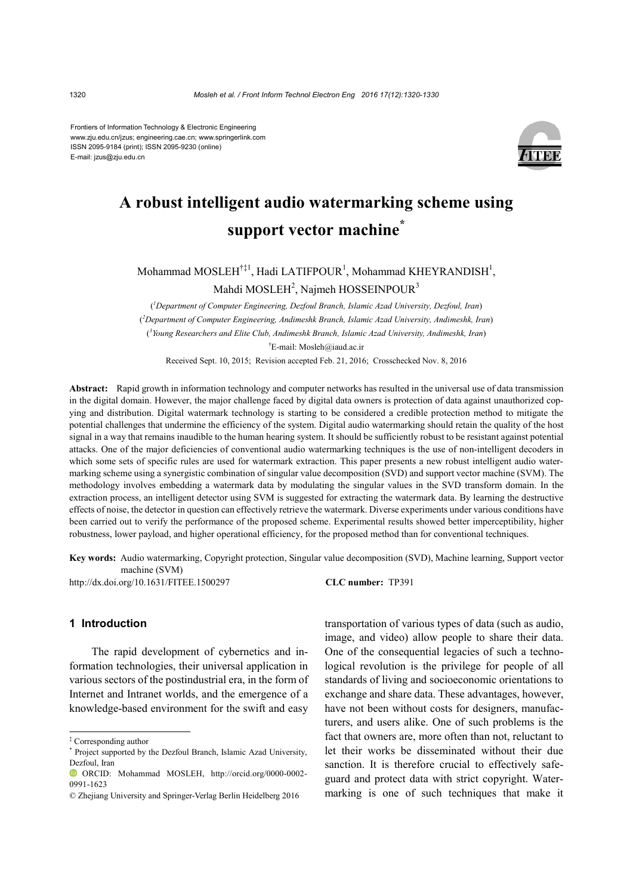Frontiers of Information Technology & Electronic Engineering
www.zju.edu.cn/jzus; engineering.cae.cn; www.springerlink.com
ISSN 2095-9184 (print); ISSN 2095-9230 (online)
E-mail: jzus@zju.edu.cn

# A robust intelligent audio watermarking scheme using support vector machine*

Mohammad MOSLEH[†‡1], Hadi LATIFPOUR[1], Mohammad KHEYRANDISH[1], Mahdi MOSLEH[2], Najmeh HOSSEINPOUR[3]

([1]*Department of Computer Engineering, Dezfoul Branch, Islamic Azad University, Dezfoul, Iran*)

([2]*Department of Computer Engineering, Andimeshk Branch, Islamic Azad University, Andimeshk, Iran*)

([3]*Young Researchers and Elite Club, Andimeshk Branch, Islamic Azad University, Andimeshk, Iran*)

[†]E-mail: Mosleh@iaud.ac.ir

Received Sept. 10, 2015; Revision accepted Feb. 21, 2016; Crosschecked Nov. 8, 2016

**Abstract:** Rapid growth in information technology and computer networks has resulted in the universal use of data transmission in the digital domain. However, the major challenge faced by digital data owners is protection of data against unauthorized copying and distribution. Digital watermark technology is starting to be considered a credible protection method to mitigate the potential challenges that undermine the efficiency of the system. Digital audio watermarking should retain the quality of the host signal in a way that remains inaudible to the human hearing system. It should be sufficiently robust to be resistant against potential attacks. One of the major deficiencies of conventional audio watermarking techniques is the use of non-intelligent decoders in which some sets of specific rules are used for watermark extraction. This paper presents a new robust intelligent audio watermarking scheme using a synergistic combination of singular value decomposition (SVD) and support vector machine (SVM). The methodology involves embedding a watermark data by modulating the singular values in the SVD transform domain. In the extraction process, an intelligent detector using SVM is suggested for extracting the watermark data. By learning the destructive effects of noise, the detector in question can effectively retrieve the watermark. Diverse experiments under various conditions have been carried out to verify the performance of the proposed scheme. Experimental results showed better imperceptibility, higher robustness, lower payload, and higher operational efficiency, for the proposed method than for conventional techniques.

**Key words:** Audio watermarking, Copyright protection, Singular value decomposition (SVD), Machine learning, Support vector machine (SVM)

http://dx.doi.org/10.1631/FITEE.1500297 **CLC number:** TP391

## 1 Introduction

The rapid development of cybernetics and information technologies, their universal application in various sectors of the postindustrial era, in the form of Internet and Intranet worlds, and the emergence of a knowledge-based environment for the swift and easy transportation of various types of data (such as audio, image, and video) allow people to share their data. One of the consequential legacies of such a technological revolution is the privilege for people of all standards of living and socioeconomic orientations to exchange and share data. These advantages, however, have not been without costs for designers, manufacturers, and users alike. One of such problems is the fact that owners are, more often than not, reluctant to let their works be disseminated without their due sanction. It is therefore crucial to effectively safeguard and protect data with strict copyright. Watermarking is one of such techniques that make it

‡ Corresponding author

* Project supported by the Dezfoul Branch, Islamic Azad University, Dezfoul, Iran

ORCID: Mohammad MOSLEH, http://orcid.org/0000-0002-0991-1623

© Zhejiang University and Springer-Verlag Berlin Heidelberg 2016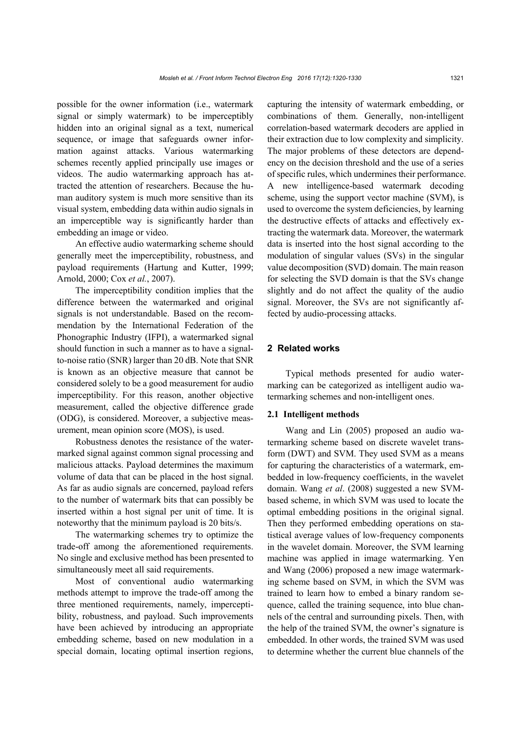possible for the owner information (i.e., watermark signal or simply watermark) to be imperceptibly hidden into an original signal as a text, numerical sequence, or image that safeguards owner information against attacks. Various watermarking schemes recently applied principally use images or videos. The audio watermarking approach has attracted the attention of researchers. Because the human auditory system is much more sensitive than its visual system, embedding data within audio signals in an imperceptible way is significantly harder than embedding an image or video.

An effective audio watermarking scheme should generally meet the imperceptibility, robustness, and payload requirements (Hartung and Kutter, 1999; Arnold, 2000; Cox *et al.*, 2007).

The imperceptibility condition implies that the difference between the watermarked and original signals is not understandable. Based on the recommendation by the International Federation of the Phonographic Industry (IFPI), a watermarked signal should function in such a manner as to have a signal-to-noise ratio (SNR) larger than 20 dB. Note that SNR is known as an objective measure that cannot be considered solely to be a good measurement for audio imperceptibility. For this reason, another objective measurement, called the objective difference grade (ODG), is considered. Moreover, a subjective measurement, mean opinion score (MOS), is used.

Robustness denotes the resistance of the watermarked signal against common signal processing and malicious attacks. Payload determines the maximum volume of data that can be placed in the host signal. As far as audio signals are concerned, payload refers to the number of watermark bits that can possibly be inserted within a host signal per unit of time. It is noteworthy that the minimum payload is 20 bits/s.

The watermarking schemes try to optimize the trade-off among the aforementioned requirements. No single and exclusive method has been presented to simultaneously meet all said requirements.

Most of conventional audio watermarking methods attempt to improve the trade-off among the three mentioned requirements, namely, imperceptibility, robustness, and payload. Such improvements have been achieved by introducing an appropriate embedding scheme, based on new modulation in a special domain, locating optimal insertion regions, capturing the intensity of watermark embedding, or combinations of them. Generally, non-intelligent correlation-based watermark decoders are applied in their extraction due to low complexity and simplicity. The major problems of these detectors are dependency on the decision threshold and the use of a series of specific rules, which undermines their performance. A new intelligence-based watermark decoding scheme, using the support vector machine (SVM), is used to overcome the system deficiencies, by learning the destructive effects of attacks and effectively extracting the watermark data. Moreover, the watermark data is inserted into the host signal according to the modulation of singular values (SVs) in the singular value decomposition (SVD) domain. The main reason for selecting the SVD domain is that the SVs change slightly and do not affect the quality of the audio signal. Moreover, the SVs are not significantly affected by audio-processing attacks.

## 2 Related works

Typical methods presented for audio watermarking can be categorized as intelligent audio watermarking schemes and non-intelligent ones.

### 2.1 Intelligent methods

Wang and Lin (2005) proposed an audio watermarking scheme based on discrete wavelet transform (DWT) and SVM. They used SVM as a means for capturing the characteristics of a watermark, embedded in low-frequency coefficients, in the wavelet domain. Wang *et al*. (2008) suggested a new SVM-based scheme, in which SVM was used to locate the optimal embedding positions in the original signal. Then they performed embedding operations on statistical average values of low-frequency components in the wavelet domain. Moreover, the SVM learning machine was applied in image watermarking. Yen and Wang (2006) proposed a new image watermarking scheme based on SVM, in which the SVM was trained to learn how to embed a binary random sequence, called the training sequence, into blue channels of the central and surrounding pixels. Then, with the help of the trained SVM, the owner's signature is embedded. In other words, the trained SVM was used to determine whether the current blue channels of the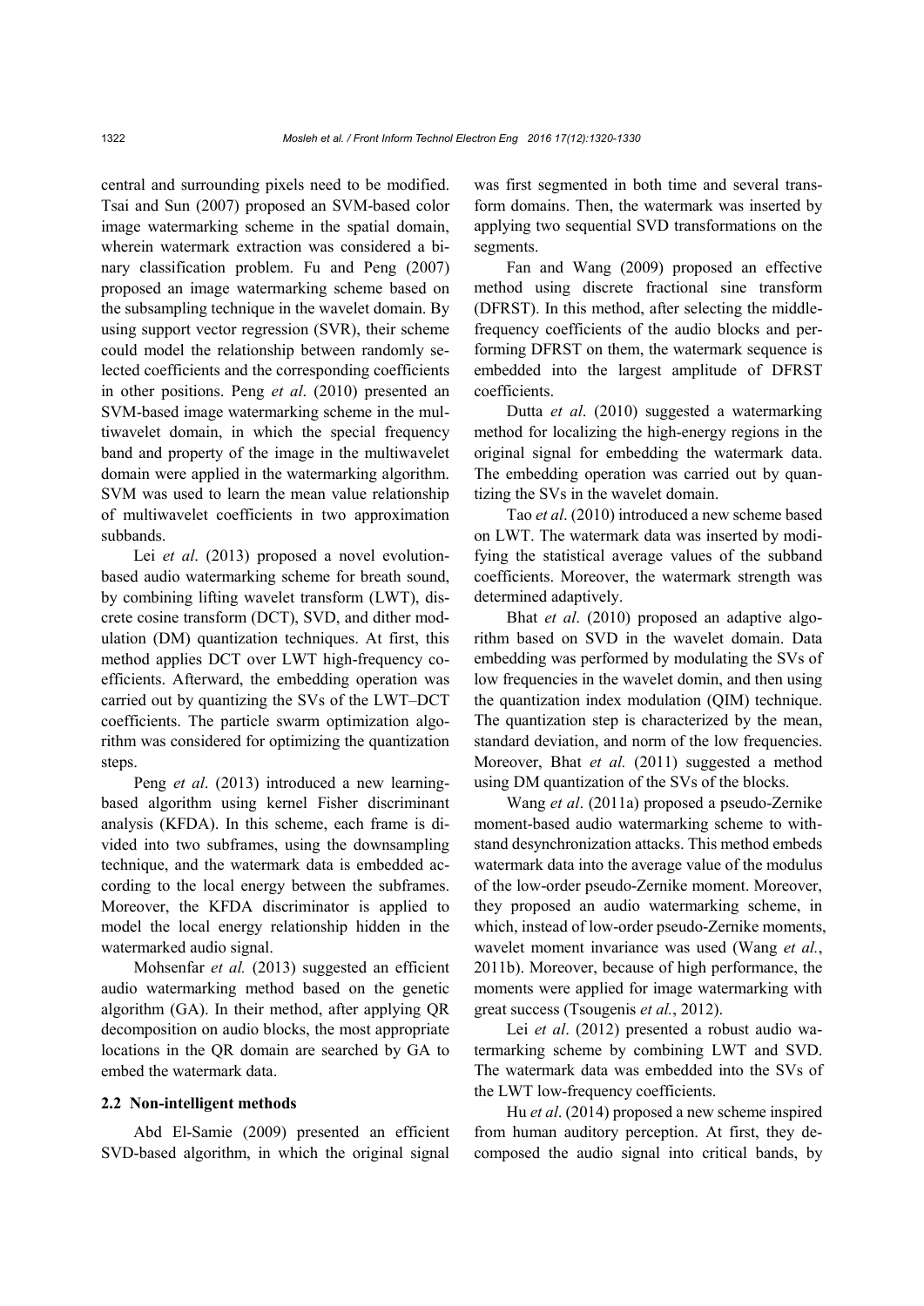central and surrounding pixels need to be modified. Tsai and Sun (2007) proposed an SVM-based color image watermarking scheme in the spatial domain, wherein watermark extraction was considered a binary classification problem. Fu and Peng (2007) proposed an image watermarking scheme based on the subsampling technique in the wavelet domain. By using support vector regression (SVR), their scheme could model the relationship between randomly selected coefficients and the corresponding coefficients in other positions. Peng *et al*. (2010) presented an SVM-based image watermarking scheme in the multiwavelet domain, in which the special frequency band and property of the image in the multiwavelet domain were applied in the watermarking algorithm. SVM was used to learn the mean value relationship of multiwavelet coefficients in two approximation subbands.

Lei *et al*. (2013) proposed a novel evolution-based audio watermarking scheme for breath sound, by combining lifting wavelet transform (LWT), discrete cosine transform (DCT), SVD, and dither modulation (DM) quantization techniques. At first, this method applies DCT over LWT high-frequency coefficients. Afterward, the embedding operation was carried out by quantizing the SVs of the LWT–DCT coefficients. The particle swarm optimization algorithm was considered for optimizing the quantization steps.

Peng *et al*. (2013) introduced a new learning-based algorithm using kernel Fisher discriminant analysis (KFDA). In this scheme, each frame is divided into two subframes, using the downsampling technique, and the watermark data is embedded according to the local energy between the subframes. Moreover, the KFDA discriminator is applied to model the local energy relationship hidden in the watermarked audio signal.

Mohsenfar *et al.* (2013) suggested an efficient audio watermarking method based on the genetic algorithm (GA). In their method, after applying QR decomposition on audio blocks, the most appropriate locations in the QR domain are searched by GA to embed the watermark data.

## 2.2 Non-intelligent methods

Abd El-Samie (2009) presented an efficient SVD-based algorithm, in which the original signal was first segmented in both time and several transform domains. Then, the watermark was inserted by applying two sequential SVD transformations on the segments.

Fan and Wang (2009) proposed an effective method using discrete fractional sine transform (DFRST). In this method, after selecting the middle-frequency coefficients of the audio blocks and performing DFRST on them, the watermark sequence is embedded into the largest amplitude of DFRST coefficients.

Dutta *et al*. (2010) suggested a watermarking method for localizing the high-energy regions in the original signal for embedding the watermark data. The embedding operation was carried out by quantizing the SVs in the wavelet domain.

Tao *et al*. (2010) introduced a new scheme based on LWT. The watermark data was inserted by modifying the statistical average values of the subband coefficients. Moreover, the watermark strength was determined adaptively.

Bhat *et al*. (2010) proposed an adaptive algorithm based on SVD in the wavelet domain. Data embedding was performed by modulating the SVs of low frequencies in the wavelet domin, and then using the quantization index modulation (QIM) technique. The quantization step is characterized by the mean, standard deviation, and norm of the low frequencies. Moreover, Bhat *et al.* (2011) suggested a method using DM quantization of the SVs of the blocks.

Wang *et al*. (2011a) proposed a pseudo-Zernike moment-based audio watermarking scheme to withstand desynchronization attacks. This method embeds watermark data into the average value of the modulus of the low-order pseudo-Zernike moment. Moreover, they proposed an audio watermarking scheme, in which, instead of low-order pseudo-Zernike moments, wavelet moment invariance was used (Wang *et al.*, 2011b). Moreover, because of high performance, the moments were applied for image watermarking with great success (Tsougenis *et al.*, 2012).

Lei *et al*. (2012) presented a robust audio watermarking scheme by combining LWT and SVD. The watermark data was embedded into the SVs of the LWT low-frequency coefficients.

Hu *et al*. (2014) proposed a new scheme inspired from human auditory perception. At first, they decomposed the audio signal into critical bands, by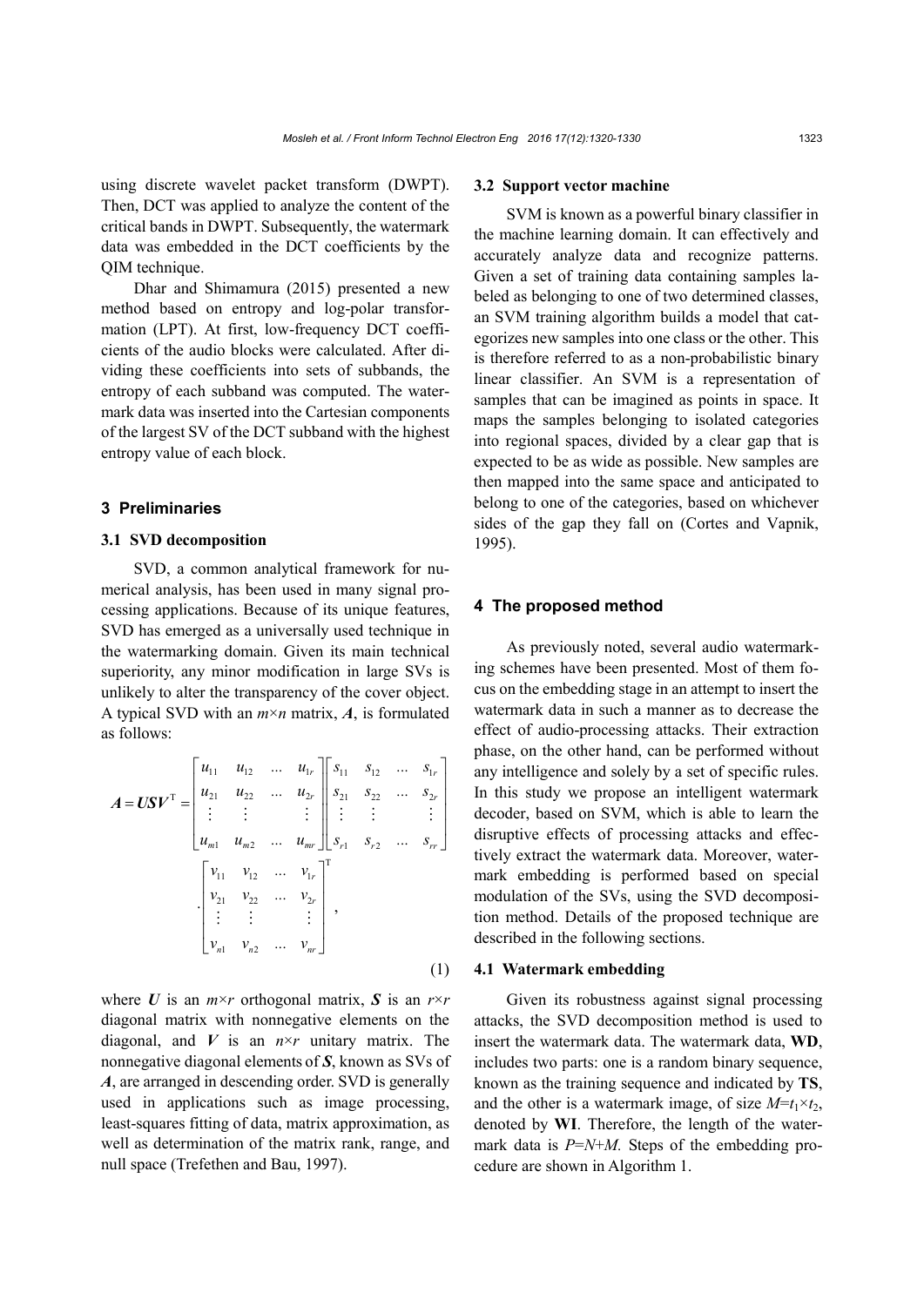using discrete wavelet packet transform (DWPT). Then, DCT was applied to analyze the content of the critical bands in DWPT. Subsequently, the watermark data was embedded in the DCT coefficients by the QIM technique.

Dhar and Shimamura (2015) presented a new method based on entropy and log-polar transformation (LPT). At first, low-frequency DCT coefficients of the audio blocks were calculated. After dividing these coefficients into sets of subbands, the entropy of each subband was computed. The watermark data was inserted into the Cartesian components of the largest SV of the DCT subband with the highest entropy value of each block.

## 3 Preliminaries

### 3.1 SVD decomposition

SVD, a common analytical framework for numerical analysis, has been used in many signal processing applications. Because of its unique features, SVD has emerged as a universally used technique in the watermarking domain. Given its main technical superiority, any minor modification in large SVs is unlikely to alter the transparency of the cover object. A typical SVD with an $m\times n$ matrix, $\boldsymbol{A}$, is formulated as follows:

$$
\boldsymbol{A}=\boldsymbol{U}\boldsymbol{S}\boldsymbol{V}^{\mathrm{T}}=\begin{bmatrix} u_{11} & u_{12} & \dots & u_{1r} \\ u_{21} & u_{22} & \dots & u_{2r} \\ \vdots & \vdots & & \vdots \\ u_{m1} & u_{m2} & \dots & u_{mr} \end{bmatrix}\begin{bmatrix} s_{11} & s_{12} & \dots & s_{1r} \\ s_{21} & s_{22} & \dots & s_{2r} \\ \vdots & \vdots & & \vdots \\ s_{r1} & s_{r2} & \dots & s_{rr} \end{bmatrix} \cdot\begin{bmatrix} v_{11} & v_{12} & \dots & v_{1r} \\ v_{21} & v_{22} & \dots & v_{2r} \\ \vdots & \vdots & & \vdots \\ v_{n1} & v_{n2} & \dots & v_{nr} \end{bmatrix}^{\mathrm{T}}, \tag{1}
$$

where $\boldsymbol{U}$ is an $m\times r$ orthogonal matrix, $\boldsymbol{S}$ is an $r\times r$ diagonal matrix with nonnegative elements on the diagonal, and $\boldsymbol{V}$ is an $n\times r$ unitary matrix. The nonnegative diagonal elements of $\boldsymbol{S}$, known as SVs of $\boldsymbol{A}$, are arranged in descending order. SVD is generally used in applications such as image processing, least-squares fitting of data, matrix approximation, as well as determination of the matrix rank, range, and null space (Trefethen and Bau, 1997).

### 3.2 Support vector machine

SVM is known as a powerful binary classifier in the machine learning domain. It can effectively and accurately analyze data and recognize patterns. Given a set of training data containing samples labeled as belonging to one of two determined classes, an SVM training algorithm builds a model that categorizes new samples into one class or the other. This is therefore referred to as a non-probabilistic binary linear classifier. An SVM is a representation of samples that can be imagined as points in space. It maps the samples belonging to isolated categories into regional spaces, divided by a clear gap that is expected to be as wide as possible. New samples are then mapped into the same space and anticipated to belong to one of the categories, based on whichever sides of the gap they fall on (Cortes and Vapnik, 1995).

## 4 The proposed method

As previously noted, several audio watermarking schemes have been presented. Most of them focus on the embedding stage in an attempt to insert the watermark data in such a manner as to decrease the effect of audio-processing attacks. Their extraction phase, on the other hand, can be performed without any intelligence and solely by a set of specific rules. In this study we propose an intelligent watermark decoder, based on SVM, which is able to learn the disruptive effects of processing attacks and effectively extract the watermark data. Moreover, watermark embedding is performed based on special modulation of the SVs, using the SVD decomposition method. Details of the proposed technique are described in the following sections.

### 4.1 Watermark embedding

Given its robustness against signal processing attacks, the SVD decomposition method is used to insert the watermark data. The watermark data, **WD**, includes two parts: one is a random binary sequence, known as the training sequence and indicated by **TS**, and the other is a watermark image, of size $M=t_1\times t_2$, denoted by **WI**. Therefore, the length of the watermark data is $P=N+M$. Steps of the embedding procedure are shown in Algorithm 1.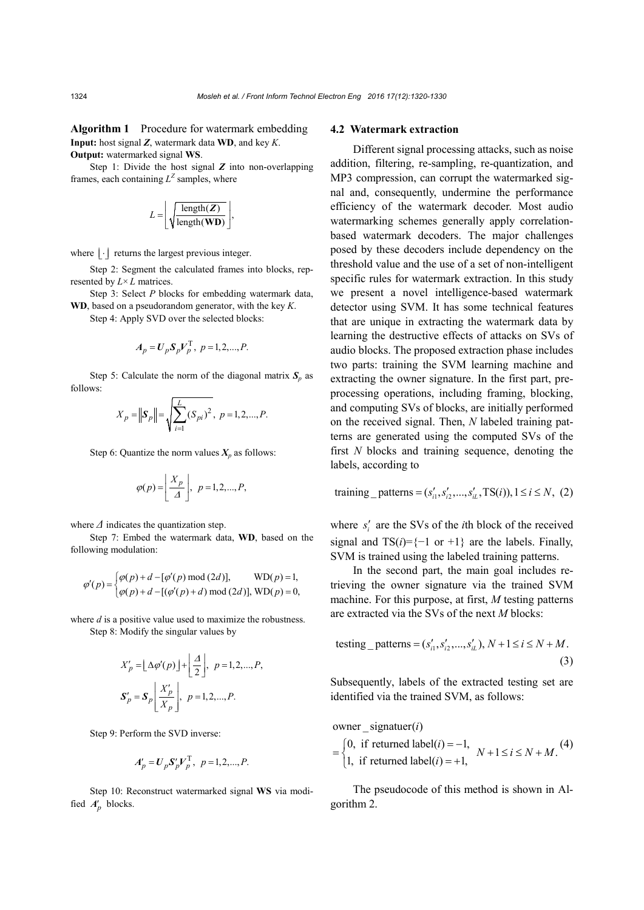**Algorithm 1** Procedure for watermark embedding

**Input:** host signal $\boldsymbol{Z}$, watermark data **WD**, and key $K$.

**Output:** watermarked signal **WS**.

Step 1: Divide the host signal $\boldsymbol{Z}$ into non-overlapping frames, each containing $L^Z$ samples, where

$$L=\left\lfloor \sqrt{\frac{\text{length}(\boldsymbol{Z})}{\text{length}(\mathbf{WD})}} \right\rfloor,$$

where $\lfloor \cdot \rfloor$ returns the largest previous integer.

Step 2: Segment the calculated frames into blocks, represented by $L\times L$ matrices.

Step 3: Select $P$ blocks for embedding watermark data, **WD**, based on a pseudorandom generator, with the key $K$.

Step 4: Apply SVD over the selected blocks:

$$\boldsymbol{A}_p=\boldsymbol{U}_p\boldsymbol{S}_p\boldsymbol{V}_p^{\mathrm{T}},\ p=1,2,...,P.$$

Step 5: Calculate the norm of the diagonal matrix $\boldsymbol{S}_p$ as follows:

$$X_p=\left\|\boldsymbol{S}_p\right\|=\sqrt{\sum_{i=1}^{L}(S_{pi})^2},\ p=1,2,...,P.$$

Step 6: Quantize the norm values $\boldsymbol{X}_p$ as follows:

$$\varphi(p)=\left\lfloor \frac{X_p}{\Delta} \right\rfloor,\ p=1,2,...,P,$$

where $\Delta$ indicates the quantization step.

Step 7: Embed the watermark data, **WD**, based on the following modulation:

$$\varphi'(p)=\begin{cases}\varphi(p)+d-[\varphi'(p) \bmod (2d)], & \mathrm{WD}(p)=1,\\ \varphi(p)+d-[(\varphi'(p)+d) \bmod (2d)], & \mathrm{WD}(p)=0,\end{cases}$$

where $d$ is a positive value used to maximize the robustness.

Step 8: Modify the singular values by

$$X'_p=\lfloor \Delta\varphi'(p) \rfloor+\left\lfloor \frac{\Delta}{2} \right\rfloor,\ p=1,2,...,P,$$

$$\boldsymbol{S}'_p=\boldsymbol{S}_p\left\lfloor \frac{X'_p}{X_p} \right\rfloor,\ p=1,2,...,P.$$

Step 9: Perform the SVD inverse:

$$\boldsymbol{A}'_p=\boldsymbol{U}_p\boldsymbol{S}'_p\boldsymbol{V}_p^{\mathrm{T}},\ p=1,2,...,P.$$

Step 10: Reconstruct watermarked signal **WS** via modified $\boldsymbol{A}'_p$ blocks.

## 4.2 Watermark extraction

Different signal processing attacks, such as noise addition, filtering, re-sampling, re-quantization, and MP3 compression, can corrupt the watermarked signal and, consequently, undermine the performance efficiency of the watermark decoder. Most audio watermarking schemes generally apply correlation-based watermark decoders. The major challenges posed by these decoders include dependency on the threshold value and the use of a set of non-intelligent specific rules for watermark extraction. In this study we present a novel intelligence-based watermark detector using SVM. It has some technical features that are unique in extracting the watermark data by learning the destructive effects of attacks on SVs of audio blocks. The proposed extraction phase includes two parts: training the SVM learning machine and extracting the owner signature. In the first part, preprocessing operations, including framing, blocking, and computing SVs of blocks, are initially performed on the received signal. Then, $N$ labeled training patterns are generated using the computed SVs of the first $N$ blocks and training sequence, denoting the labels, according to

$$\text{training\_patterns}=(s'_{i1},s'_{i2},...,s'_{iL},\mathrm{TS}(i)),1\le i\le N,\quad (2)$$

where $s'_i$ are the SVs of the $i$th block of the received signal and $\mathrm{TS}(i)=\{-1 \text{ or } +1\}$ are the labels. Finally, SVM is trained using the labeled training patterns.

In the second part, the main goal includes retrieving the owner signature via the trained SVM machine. For this purpose, at first, $M$ testing patterns are extracted via the SVs of the next $M$ blocks:

$$\text{testing\_patterns}=(s'_{i1},s'_{i2},...,s'_{iL}),\ N+1\le i\le N+M.\quad (3)$$

Subsequently, labels of the extracted testing set are identified via the trained SVM, as follows:

$$\text{owner\_signatuer}(i)=\begin{cases}0, \text{ if returned label}(i)=-1,\\ 1, \text{ if returned label}(i)=+1,\end{cases}\ N+1\le i\le N+M.\quad (4)$$

The pseudocode of this method is shown in Algorithm 2.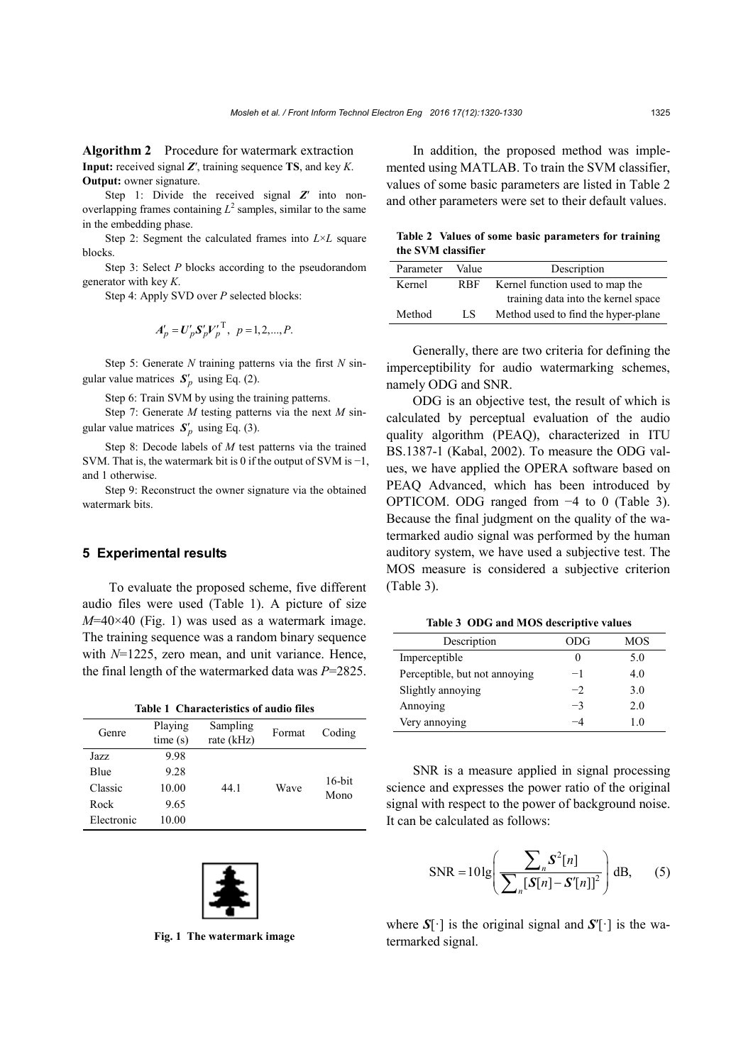**Algorithm 2** Procedure for watermark extraction

**Input:** received signal $\boldsymbol{Z}'$, training sequence **TS**, and key $K$.

**Output:** owner signature.

Step 1: Divide the received signal $\boldsymbol{Z}'$ into non-overlapping frames containing $L^2$ samples, similar to the same in the embedding phase.

Step 2: Segment the calculated frames into $L×L$ square blocks.

Step 3: Select $P$ blocks according to the pseudorandom generator with key $K$.

Step 4: Apply SVD over $P$ selected blocks:

$$\boldsymbol{A}'_p = \boldsymbol{U}'_p \boldsymbol{S}'_p \boldsymbol{V}'^{\mathrm{T}}_p,\ \ p = 1, 2, ..., P.$$

Step 5: Generate $N$ training patterns via the first $N$ singular value matrices $\boldsymbol{S}'_p$ using Eq. (2).

Step 6: Train SVM by using the training patterns.

Step 7: Generate $M$ testing patterns via the next $M$ singular value matrices $\boldsymbol{S}'_p$ using Eq. (3).

Step 8: Decode labels of $M$ test patterns via the trained SVM. That is, the watermark bit is 0 if the output of SVM is −1, and 1 otherwise.

Step 9: Reconstruct the owner signature via the obtained watermark bits.

## 5 Experimental results

To evaluate the proposed scheme, five different audio files were used (Table 1). A picture of size $M$=40×40 (Fig. 1) was used as a watermark image. The training sequence was a random binary sequence with $N$=1225, zero mean, and unit variance. Hence, the final length of the watermarked data was $P$=2825.

**Table 1 Characteristics of audio files**

| Genre | Playing time (s) | Sampling rate (kHz) | Format | Coding |
|---|---|---|---|---|
| Jazz | 9.98 | 44.1 | Wave | 16-bit Mono |
| Blue | 9.28 | | | |
| Classic | 10.00 | | | |
| Rock | 9.65 | | | |
| Electronic | 10.00 | | | |

**Fig. 1 The watermark image**

In addition, the proposed method was implemented using MATLAB. To train the SVM classifier, values of some basic parameters are listed in Table 2 and other parameters were set to their default values.

**Table 2 Values of some basic parameters for training the SVM classifier**

| Parameter | Value | Description |
|---|---|---|
| Kernel | RBF | Kernel function used to map the training data into the kernel space |
| Method | LS | Method used to find the hyper-plane |

Generally, there are two criteria for defining the imperceptibility for audio watermarking schemes, namely ODG and SNR.

ODG is an objective test, the result of which is calculated by perceptual evaluation of the audio quality algorithm (PEAQ), characterized in ITU BS.1387-1 (Kabal, 2002). To measure the ODG values, we have applied the OPERA software based on PEAQ Advanced, which has been introduced by OPTICOM. ODG ranged from −4 to 0 (Table 3). Because the final judgment on the quality of the watermarked audio signal was performed by the human auditory system, we have used a subjective test. The MOS measure is considered a subjective criterion (Table 3).

**Table 3 ODG and MOS descriptive values**

| Description | ODG | MOS |
|---|---|---|
| Imperceptible | 0 | 5.0 |
| Perceptible, but not annoying | −1 | 4.0 |
| Slightly annoying | −2 | 3.0 |
| Annoying | −3 | 2.0 |
| Very annoying | −4 | 1.0 |

SNR is a measure applied in signal processing science and expresses the power ratio of the original signal with respect to the power of background noise. It can be calculated as follows:

$$\mathrm{SNR} = 10\lg\left(\frac{\sum_n \boldsymbol{S}^2[n]}{\sum_n [\boldsymbol{S}[n] - \boldsymbol{S}'[n]]^2}\right)\ \mathrm{dB}, \qquad (5)$$

where $\boldsymbol{S}[\cdot]$ is the original signal and $\boldsymbol{S}'[\cdot]$ is the watermarked signal.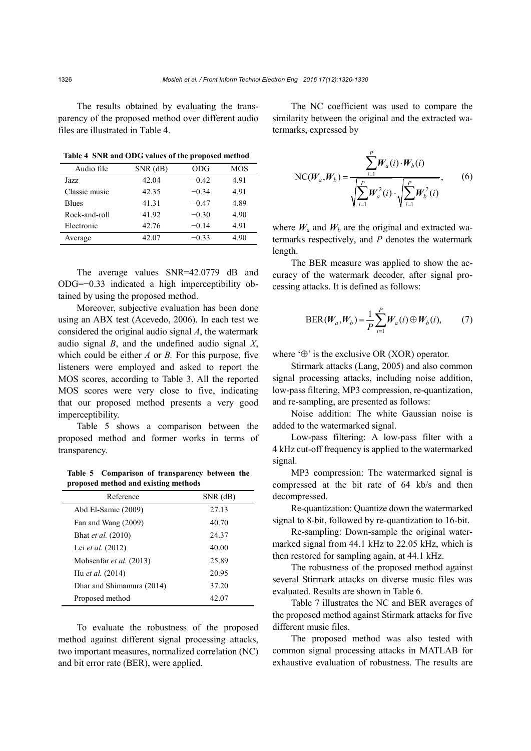The results obtained by evaluating the transparency of the proposed method over different audio files are illustrated in Table 4.

**Table 4 SNR and ODG values of the proposed method**

| Audio file | SNR (dB) | ODG | MOS |
|---|---|---|---|
| Jazz | 42.04 | −0.42 | 4.91 |
| Classic music | 42.35 | −0.34 | 4.91 |
| Blues | 41.31 | −0.47 | 4.89 |
| Rock-and-roll | 41.92 | −0.30 | 4.90 |
| Electronic | 42.76 | −0.14 | 4.91 |
| Average | 42.07 | −0.33 | 4.90 |

The average values SNR=42.0779 dB and ODG=−0.33 indicated a high imperceptibility obtained by using the proposed method.

Moreover, subjective evaluation has been done using an ABX test (Acevedo, 2006). In each test we considered the original audio signal $A$, the watermark audio signal $B$, and the undefined audio signal $X$, which could be either $A$ or $B$. For this purpose, five listeners were employed and asked to report the MOS scores, according to Table 3. All the reported MOS scores were very close to five, indicating that our proposed method presents a very good imperceptibility.

Table 5 shows a comparison between the proposed method and former works in terms of transparency.

**Table 5 Comparison of transparency between the proposed method and existing methods**

| Reference | SNR (dB) |
|---|---|
| Abd El-Samie (2009) | 27.13 |
| Fan and Wang (2009) | 40.70 |
| Bhat *et al.* (2010) | 24.37 |
| Lei *et al.* (2012) | 40.00 |
| Mohsenfar *et al.* (2013) | 25.89 |
| Hu *et al.* (2014) | 20.95 |
| Dhar and Shimamura (2014) | 37.20 |
| Proposed method | 42.07 |

To evaluate the robustness of the proposed method against different signal processing attacks, two important measures, normalized correlation (NC) and bit error rate (BER), were applied.

The NC coefficient was used to compare the similarity between the original and the extracted watermarks, expressed by

$$\mathrm{NC}(\boldsymbol{W}_a, \boldsymbol{W}_b) = \frac{\sum_{i=1}^{P} \boldsymbol{W}_a(i) \cdot \boldsymbol{W}_b(i)}{\sqrt{\sum_{i=1}^{P} \boldsymbol{W}_a^2(i)} \cdot \sqrt{\sum_{i=1}^{P} \boldsymbol{W}_b^2(i)}}, \tag{6}$$

where $\boldsymbol{W}_a$ and $\boldsymbol{W}_b$ are the original and extracted watermarks respectively, and $P$ denotes the watermark length.

The BER measure was applied to show the accuracy of the watermark decoder, after signal processing attacks. It is defined as follows:

$$\mathrm{BER}(\boldsymbol{W}_a, \boldsymbol{W}_b) = \frac{1}{P} \sum_{i=1}^{P} \boldsymbol{W}_a(i) \oplus \boldsymbol{W}_b(i), \tag{7}$$

where '$\oplus$' is the exclusive OR (XOR) operator.

Stirmark attacks (Lang, 2005) and also common signal processing attacks, including noise addition, low-pass filtering, MP3 compression, re-quantization, and re-sampling, are presented as follows:

Noise addition: The white Gaussian noise is added to the watermarked signal.

Low-pass filtering: A low-pass filter with a 4 kHz cut-off frequency is applied to the watermarked signal.

MP3 compression: The watermarked signal is compressed at the bit rate of 64 kb/s and then decompressed.

Re-quantization: Quantize down the watermarked signal to 8-bit, followed by re-quantization to 16-bit.

Re-sampling: Down-sample the original watermarked signal from 44.1 kHz to 22.05 kHz, which is then restored for sampling again, at 44.1 kHz.

The robustness of the proposed method against several Stirmark attacks on diverse music files was evaluated. Results are shown in Table 6.

Table 7 illustrates the NC and BER averages of the proposed method against Stirmark attacks for five different music files.

The proposed method was also tested with common signal processing attacks in MATLAB for exhaustive evaluation of robustness. The results are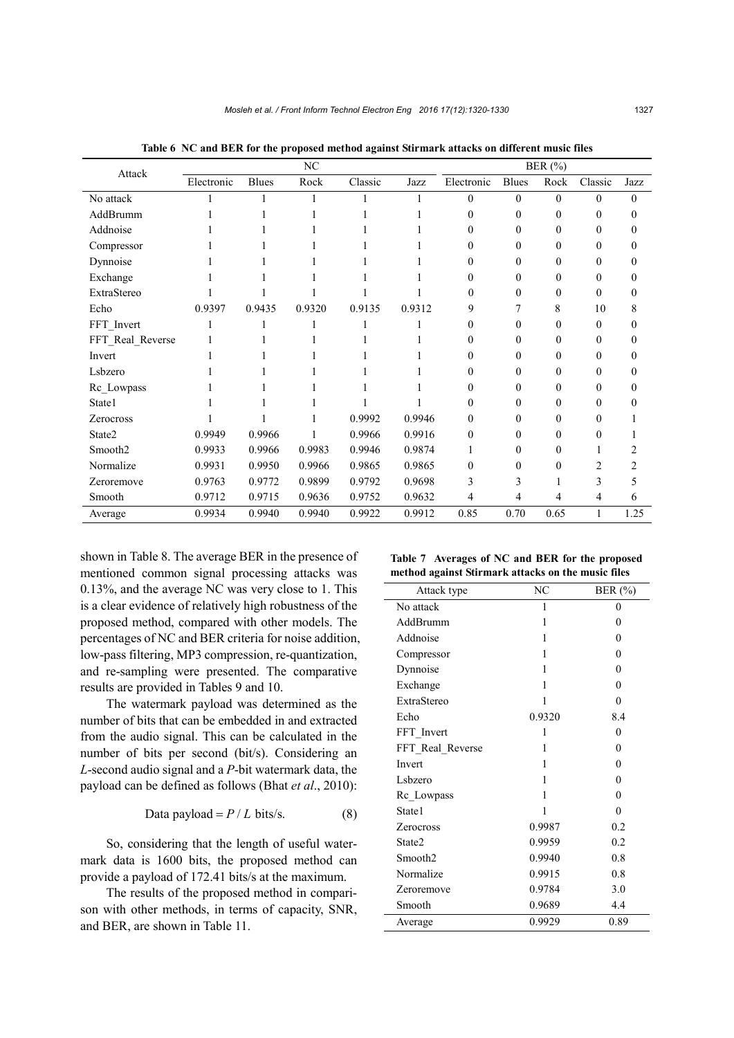**Table 6 NC and BER for the proposed method against Stirmark attacks on different music files**

| Attack | NC | | | | | BER (%) | | | | |
|---|---|---|---|---|---|---|---|---|---|---|
| | Electronic | Blues | Rock | Classic | Jazz | Electronic | Blues | Rock | Classic | Jazz |
| No attack | 1 | 1 | 1 | 1 | 1 | 0 | 0 | 0 | 0 | 0 |
| AddBrumm | 1 | 1 | 1 | 1 | 1 | 0 | 0 | 0 | 0 | 0 |
| Addnoise | 1 | 1 | 1 | 1 | 1 | 0 | 0 | 0 | 0 | 0 |
| Compressor | 1 | 1 | 1 | 1 | 1 | 0 | 0 | 0 | 0 | 0 |
| Dynnoise | 1 | 1 | 1 | 1 | 1 | 0 | 0 | 0 | 0 | 0 |
| Exchange | 1 | 1 | 1 | 1 | 1 | 0 | 0 | 0 | 0 | 0 |
| ExtraStereo | 1 | 1 | 1 | 1 | 1 | 0 | 0 | 0 | 0 | 0 |
| Echo | 0.9397 | 0.9435 | 0.9320 | 0.9135 | 0.9312 | 9 | 7 | 8 | 10 | 8 |
| FFT_Invert | 1 | 1 | 1 | 1 | 1 | 0 | 0 | 0 | 0 | 0 |
| FFT_Real_Reverse | 1 | 1 | 1 | 1 | 1 | 0 | 0 | 0 | 0 | 0 |
| Invert | 1 | 1 | 1 | 1 | 1 | 0 | 0 | 0 | 0 | 0 |
| Lsbzero | 1 | 1 | 1 | 1 | 1 | 0 | 0 | 0 | 0 | 0 |
| Rc_Lowpass | 1 | 1 | 1 | 1 | 1 | 0 | 0 | 0 | 0 | 0 |
| State1 | 1 | 1 | 1 | 1 | 1 | 0 | 0 | 0 | 0 | 0 |
| Zerocross | 1 | 1 | 1 | 0.9992 | 0.9946 | 0 | 0 | 0 | 0 | 1 |
| State2 | 0.9949 | 0.9966 | 1 | 0.9966 | 0.9916 | 0 | 0 | 0 | 0 | 1 |
| Smooth2 | 0.9933 | 0.9966 | 0.9983 | 0.9946 | 0.9874 | 1 | 0 | 0 | 1 | 2 |
| Normalize | 0.9931 | 0.9950 | 0.9966 | 0.9865 | 0.9865 | 0 | 0 | 0 | 2 | 2 |
| Zeroremove | 0.9763 | 0.9772 | 0.9899 | 0.9792 | 0.9698 | 3 | 3 | 1 | 3 | 5 |
| Smooth | 0.9712 | 0.9715 | 0.9636 | 0.9752 | 0.9632 | 4 | 4 | 4 | 4 | 6 |
| Average | 0.9934 | 0.9940 | 0.9940 | 0.9922 | 0.9912 | 0.85 | 0.70 | 0.65 | 1 | 1.25 |

shown in Table 8. The average BER in the presence of mentioned common signal processing attacks was 0.13%, and the average NC was very close to 1. This is a clear evidence of relatively high robustness of the proposed method, compared with other models. The percentages of NC and BER criteria for noise addition, low-pass filtering, MP3 compression, re-quantization, and re-sampling were presented. The comparative results are provided in Tables 9 and 10.

The watermark payload was determined as the number of bits that can be embedded in and extracted from the audio signal. This can be calculated in the number of bits per second (bit/s). Considering an $L$-second audio signal and a $P$-bit watermark data, the payload can be defined as follows (Bhat *et al*., 2010):

$$\text{Data payload} = P / L \text{ bits/s.} \tag{8}$$

So, considering that the length of useful watermark data is 1600 bits, the proposed method can provide a payload of 172.41 bits/s at the maximum.

The results of the proposed method in comparison with other methods, in terms of capacity, SNR, and BER, are shown in Table 11.

**Table 7 Averages of NC and BER for the proposed method against Stirmark attacks on the music files**

| Attack type | NC | BER (%) |
|---|---|---|
| No attack | 1 | 0 |
| AddBrumm | 1 | 0 |
| Addnoise | 1 | 0 |
| Compressor | 1 | 0 |
| Dynnoise | 1 | 0 |
| Exchange | 1 | 0 |
| ExtraStereo | 1 | 0 |
| Echo | 0.9320 | 8.4 |
| FFT_Invert | 1 | 0 |
| FFT_Real_Reverse | 1 | 0 |
| Invert | 1 | 0 |
| Lsbzero | 1 | 0 |
| Rc_Lowpass | 1 | 0 |
| State1 | 1 | 0 |
| Zerocross | 0.9987 | 0.2 |
| State2 | 0.9959 | 0.2 |
| Smooth2 | 0.9940 | 0.8 |
| Normalize | 0.9915 | 0.8 |
| Zeroremove | 0.9784 | 3.0 |
| Smooth | 0.9689 | 4.4 |
| Average | 0.9929 | 0.89 |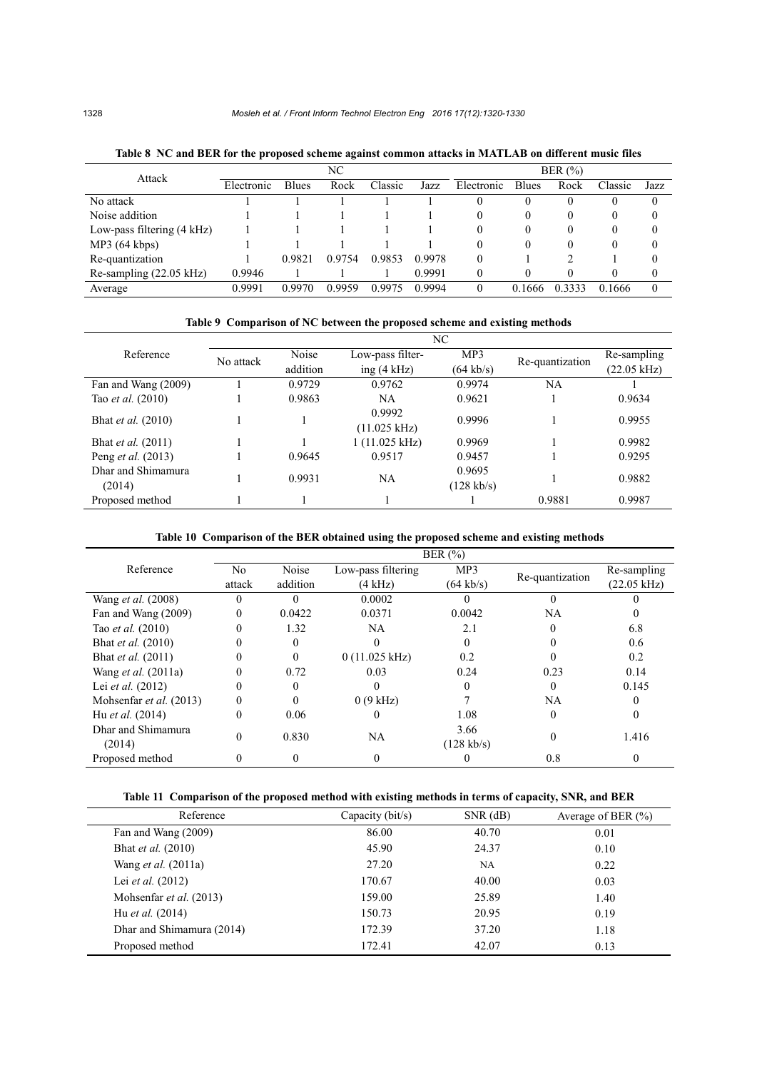**Table 8 NC and BER for the proposed scheme against common attacks in MATLAB on different music files**

| Attack | NC | | | | | BER (%) | | | | |
|---|---|---|---|---|---|---|---|---|---|---|
| | Electronic | Blues | Rock | Classic | Jazz | Electronic | Blues | Rock | Classic | Jazz |
| No attack | 1 | 1 | 1 | 1 | 1 | 0 | 0 | 0 | 0 | 0 |
| Noise addition | 1 | 1 | 1 | 1 | 1 | 0 | 0 | 0 | 0 | 0 |
| Low-pass filtering (4 kHz) | 1 | 1 | 1 | 1 | 1 | 0 | 0 | 0 | 0 | 0 |
| MP3 (64 kbps) | 1 | 1 | 1 | 1 | 1 | 0 | 0 | 0 | 0 | 0 |
| Re-quantization | 1 | 0.9821 | 0.9754 | 0.9853 | 0.9978 | 0 | 1 | 2 | 1 | 0 |
| Re-sampling (22.05 kHz) | 0.9946 | 1 | 1 | 1 | 0.9991 | 0 | 0 | 0 | 0 | 0 |
| Average | 0.9991 | 0.9970 | 0.9959 | 0.9975 | 0.9994 | 0 | 0.1666 | 0.3333 | 0.1666 | 0 |

**Table 9 Comparison of NC between the proposed scheme and existing methods**

| Reference | NC | | | | | |
|---|---|---|---|---|---|---|
| | No attack | Noise addition | Low-pass filtering (4 kHz) | MP3 (64 kb/s) | Re-quantization | Re-sampling (22.05 kHz) |
| Fan and Wang (2009) | 1 | 0.9729 | 0.9762 | 0.9974 | NA | 1 |
| Tao *et al.* (2010) | 1 | 0.9863 | NA | 0.9621 | 1 | 0.9634 |
| Bhat *et al.* (2010) | 1 | 1 | 0.9992 (11.025 kHz) | 0.9996 | 1 | 0.9955 |
| Bhat *et al.* (2011) | 1 | 1 | 1 (11.025 kHz) | 0.9969 | 1 | 0.9982 |
| Peng *et al.* (2013) | 1 | 0.9645 | 0.9517 | 0.9457 | 1 | 0.9295 |
| Dhar and Shimamura (2014) | 1 | 0.9931 | NA | 0.9695 (128 kb/s) | 1 | 0.9882 |
| Proposed method | 1 | 1 | 1 | 1 | 0.9881 | 0.9987 |

**Table 10 Comparison of the BER obtained using the proposed scheme and existing methods**

| Reference | BER (%) | | | | | |
|---|---|---|---|---|---|---|
| | No attack | Noise addition | Low-pass filtering (4 kHz) | MP3 (64 kb/s) | Re-quantization | Re-sampling (22.05 kHz) |
| Wang *et al.* (2008) | 0 | 0 | 0.0002 | 0 | 0 | 0 |
| Fan and Wang (2009) | 0 | 0.0422 | 0.0371 | 0.0042 | NA | 0 |
| Tao *et al.* (2010) | 0 | 1.32 | NA | 2.1 | 0 | 6.8 |
| Bhat *et al.* (2010) | 0 | 0 | 0 | 0 | 0 | 0.6 |
| Bhat *et al.* (2011) | 0 | 0 | 0 (11.025 kHz) | 0.2 | 0 | 0.2 |
| Wang *et al.* (2011a) | 0 | 0.72 | 0.03 | 0.24 | 0.23 | 0.14 |
| Lei *et al.* (2012) | 0 | 0 | 0 | 0 | 0 | 0.145 |
| Mohsenfar *et al.* (2013) | 0 | 0 | 0 (9 kHz) | 7 | NA | 0 |
| Hu *et al.* (2014) | 0 | 0.06 | 0 | 1.08 | 0 | 0 |
| Dhar and Shimamura (2014) | 0 | 0.830 | NA | 3.66 (128 kb/s) | 0 | 1.416 |
| Proposed method | 0 | 0 | 0 | 0 | 0.8 | 0 |

**Table 11 Comparison of the proposed method with existing methods in terms of capacity, SNR, and BER**

| Reference | Capacity (bit/s) | SNR (dB) | Average of BER (%) |
|---|---|---|---|
| Fan and Wang (2009) | 86.00 | 40.70 | 0.01 |
| Bhat *et al.* (2010) | 45.90 | 24.37 | 0.10 |
| Wang *et al.* (2011a) | 27.20 | NA | 0.22 |
| Lei *et al.* (2012) | 170.67 | 40.00 | 0.03 |
| Mohsenfar *et al.* (2013) | 159.00 | 25.89 | 1.40 |
| Hu *et al.* (2014) | 150.73 | 20.95 | 0.19 |
| Dhar and Shimamura (2014) | 172.39 | 37.20 | 1.18 |
| Proposed method | 172.41 | 42.07 | 0.13 |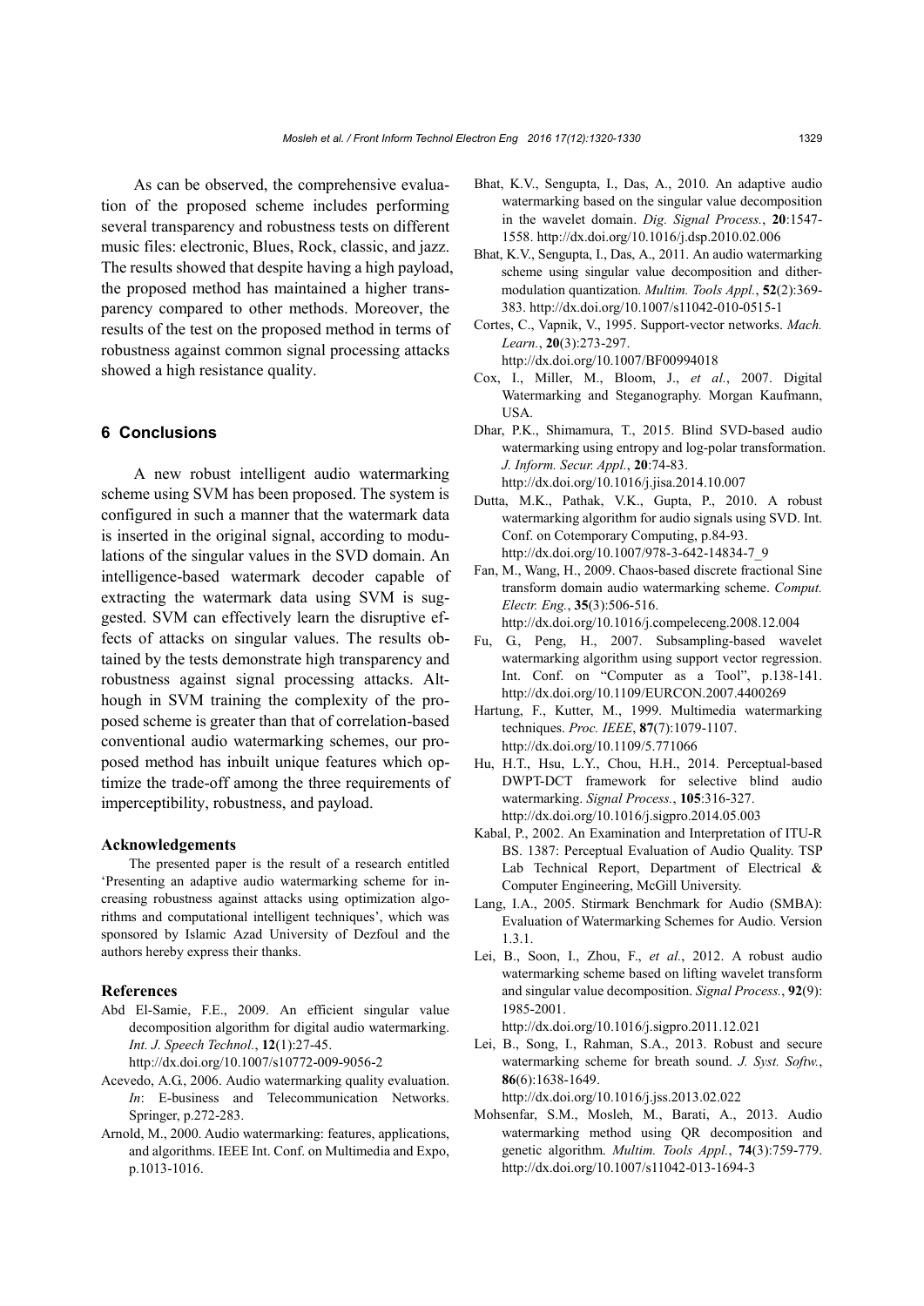As can be observed, the comprehensive evaluation of the proposed scheme includes performing several transparency and robustness tests on different music files: electronic, Blues, Rock, classic, and jazz. The results showed that despite having a high payload, the proposed method has maintained a higher transparency compared to other methods. Moreover, the results of the test on the proposed method in terms of robustness against common signal processing attacks showed a high resistance quality.

## 6 Conclusions

A new robust intelligent audio watermarking scheme using SVM has been proposed. The system is configured in such a manner that the watermark data is inserted in the original signal, according to modulations of the singular values in the SVD domain. An intelligence-based watermark decoder capable of extracting the watermark data using SVM is suggested. SVM can effectively learn the disruptive effects of attacks on singular values. The results obtained by the tests demonstrate high transparency and robustness against signal processing attacks. Although in SVM training the complexity of the proposed scheme is greater than that of correlation-based conventional audio watermarking schemes, our proposed method has inbuilt unique features which optimize the trade-off among the three requirements of imperceptibility, robustness, and payload.

### Acknowledgements

The presented paper is the result of a research entitled 'Presenting an adaptive audio watermarking scheme for increasing robustness against attacks using optimization algorithms and computational intelligent techniques', which was sponsored by Islamic Azad University of Dezfoul and the authors hereby express their thanks.

### References

Abd El-Samie, F.E., 2009. An efficient singular value decomposition algorithm for digital audio watermarking. *Int. J. Speech Technol.*, **12**(1):27-45. http://dx.doi.org/10.1007/s10772-009-9056-2

Acevedo, A.G., 2006. Audio watermarking quality evaluation. *In*: E-business and Telecommunication Networks. Springer, p.272-283.

Arnold, M., 2000. Audio watermarking: features, applications, and algorithms. IEEE Int. Conf. on Multimedia and Expo, p.1013-1016.

Bhat, K.V., Sengupta, I., Das, A., 2010. An adaptive audio watermarking based on the singular value decomposition in the wavelet domain. *Dig. Signal Process.*, **20**:1547-1558. http://dx.doi.org/10.1016/j.dsp.2010.02.006

Bhat, K.V., Sengupta, I., Das, A., 2011. An audio watermarking scheme using singular value decomposition and dither-modulation quantization. *Multim. Tools Appl.*, **52**(2):369-383. http://dx.doi.org/10.1007/s11042-010-0515-1

Cortes, C., Vapnik, V., 1995. Support-vector networks. *Mach. Learn.*, **20**(3):273-297. http://dx.doi.org/10.1007/BF00994018

Cox, I., Miller, M., Bloom, J., *et al.*, 2007. Digital Watermarking and Steganography. Morgan Kaufmann, USA.

Dhar, P.K., Shimamura, T., 2015. Blind SVD-based audio watermarking using entropy and log-polar transformation. *J. Inform. Secur. Appl.*, **20**:74-83. http://dx.doi.org/10.1016/j.jisa.2014.10.007

Dutta, M.K., Pathak, V.K., Gupta, P., 2010. A robust watermarking algorithm for audio signals using SVD. Int. Conf. on Cotemporary Computing, p.84-93. http://dx.doi.org/10.1007/978-3-642-14834-7_9

Fan, M., Wang, H., 2009. Chaos-based discrete fractional Sine transform domain audio watermarking scheme. *Comput. Electr. Eng.*, **35**(3):506-516. http://dx.doi.org/10.1016/j.compeleceng.2008.12.004

Fu, G., Peng, H., 2007. Subsampling-based wavelet watermarking algorithm using support vector regression. Int. Conf. on "Computer as a Tool", p.138-141. http://dx.doi.org/10.1109/EURCON.2007.4400269

Hartung, F., Kutter, M., 1999. Multimedia watermarking techniques. *Proc. IEEE*, **87**(7):1079-1107. http://dx.doi.org/10.1109/5.771066

Hu, H.T., Hsu, L.Y., Chou, H.H., 2014. Perceptual-based DWPT-DCT framework for selective blind audio watermarking. *Signal Process.*, **105**:316-327. http://dx.doi.org/10.1016/j.sigpro.2014.05.003

Kabal, P., 2002. An Examination and Interpretation of ITU-R BS. 1387: Perceptual Evaluation of Audio Quality. TSP Lab Technical Report, Department of Electrical & Computer Engineering, McGill University.

Lang, I.A., 2005. Stirmark Benchmark for Audio (SMBA): Evaluation of Watermarking Schemes for Audio. Version 1.3.1.

Lei, B., Soon, I., Zhou, F., *et al.*, 2012. A robust audio watermarking scheme based on lifting wavelet transform and singular value decomposition. *Signal Process.*, **92**(9): 1985-2001. http://dx.doi.org/10.1016/j.sigpro.2011.12.021

Lei, B., Song, I., Rahman, S.A., 2013. Robust and secure watermarking scheme for breath sound. *J. Syst. Softw.*, **86**(6):1638-1649. http://dx.doi.org/10.1016/j.jss.2013.02.022

Mohsenfar, S.M., Mosleh, M., Barati, A., 2013. Audio watermarking method using QR decomposition and genetic algorithm. *Multim. Tools Appl.*, **74**(3):759-779. http://dx.doi.org/10.1007/s11042-013-1694-3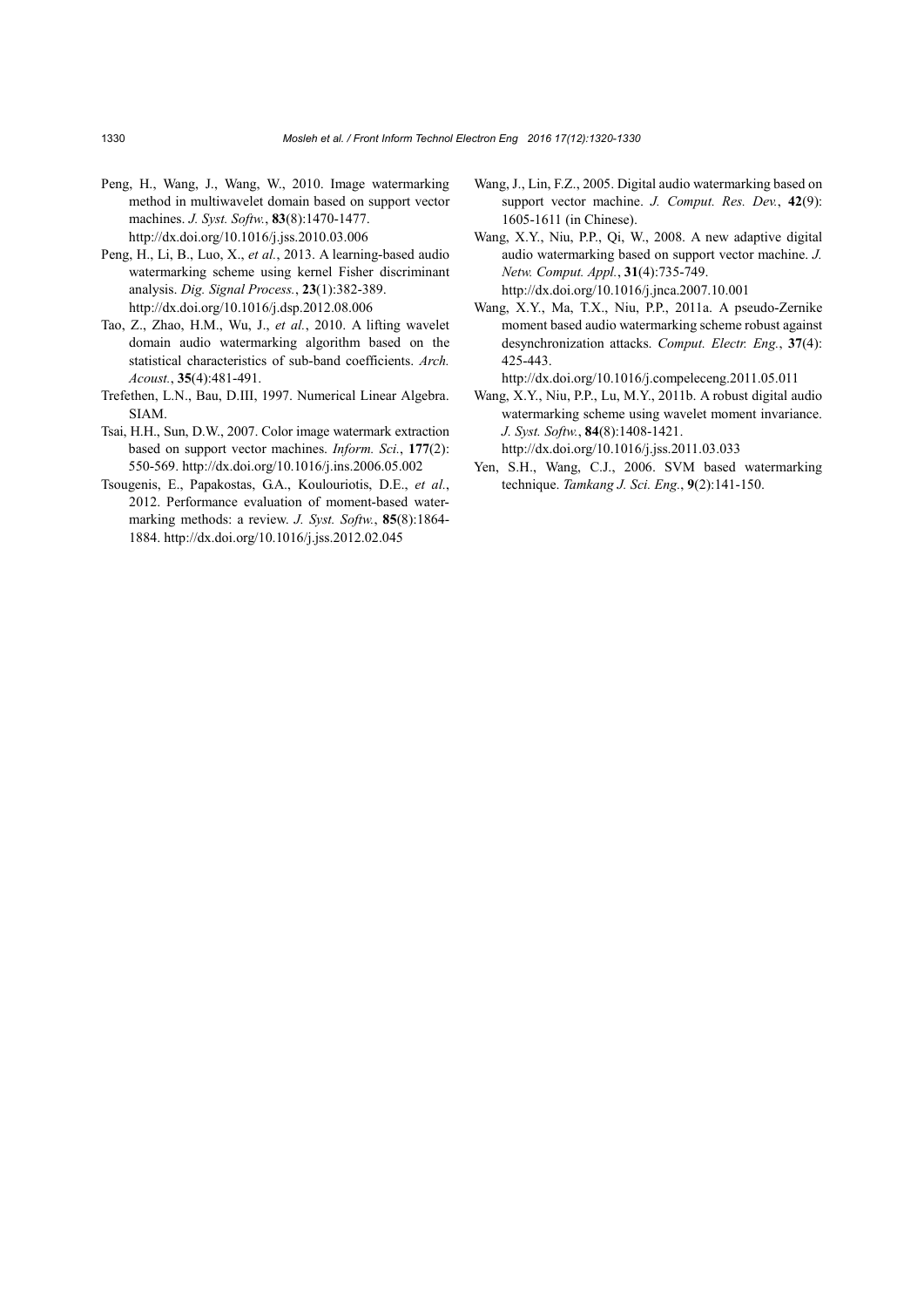Peng, H., Wang, J., Wang, W., 2010. Image watermarking method in multiwavelet domain based on support vector machines. *J. Syst. Softw.*, **83**(8):1470-1477. http://dx.doi.org/10.1016/j.jss.2010.03.006

Peng, H., Li, B., Luo, X., *et al.*, 2013. A learning-based audio watermarking scheme using kernel Fisher discriminant analysis. *Dig. Signal Process.*, **23**(1):382-389. http://dx.doi.org/10.1016/j.dsp.2012.08.006

Tao, Z., Zhao, H.M., Wu, J., *et al.*, 2010. A lifting wavelet domain audio watermarking algorithm based on the statistical characteristics of sub-band coefficients. *Arch. Acoust.*, **35**(4):481-491.

Trefethen, L.N., Bau, D.III, 1997. Numerical Linear Algebra. SIAM.

Tsai, H.H., Sun, D.W., 2007. Color image watermark extraction based on support vector machines. *Inform. Sci.*, **177**(2): 550-569. http://dx.doi.org/10.1016/j.ins.2006.05.002

Tsougenis, E., Papakostas, G.A., Koulouriotis, D.E., *et al.*, 2012. Performance evaluation of moment-based watermarking methods: a review. *J. Syst. Softw.*, **85**(8):1864-1884. http://dx.doi.org/10.1016/j.jss.2012.02.045

Wang, J., Lin, F.Z., 2005. Digital audio watermarking based on support vector machine. *J. Comput. Res. Dev.*, **42**(9): 1605-1611 (in Chinese).

Wang, X.Y., Niu, P.P., Qi, W., 2008. A new adaptive digital audio watermarking based on support vector machine. *J. Netw. Comput. Appl.*, **31**(4):735-749. http://dx.doi.org/10.1016/j.jnca.2007.10.001

Wang, X.Y., Ma, T.X., Niu, P.P., 2011a. A pseudo-Zernike moment based audio watermarking scheme robust against desynchronization attacks. *Comput. Electr. Eng.*, **37**(4): 425-443. http://dx.doi.org/10.1016/j.compeleceng.2011.05.011

Wang, X.Y., Niu, P.P., Lu, M.Y., 2011b. A robust digital audio watermarking scheme using wavelet moment invariance. *J. Syst. Softw.*, **84**(8):1408-1421. http://dx.doi.org/10.1016/j.jss.2011.03.033

Yen, S.H., Wang, C.J., 2006. SVM based watermarking technique. *Tamkang J. Sci. Eng.*, **9**(2):141-150.